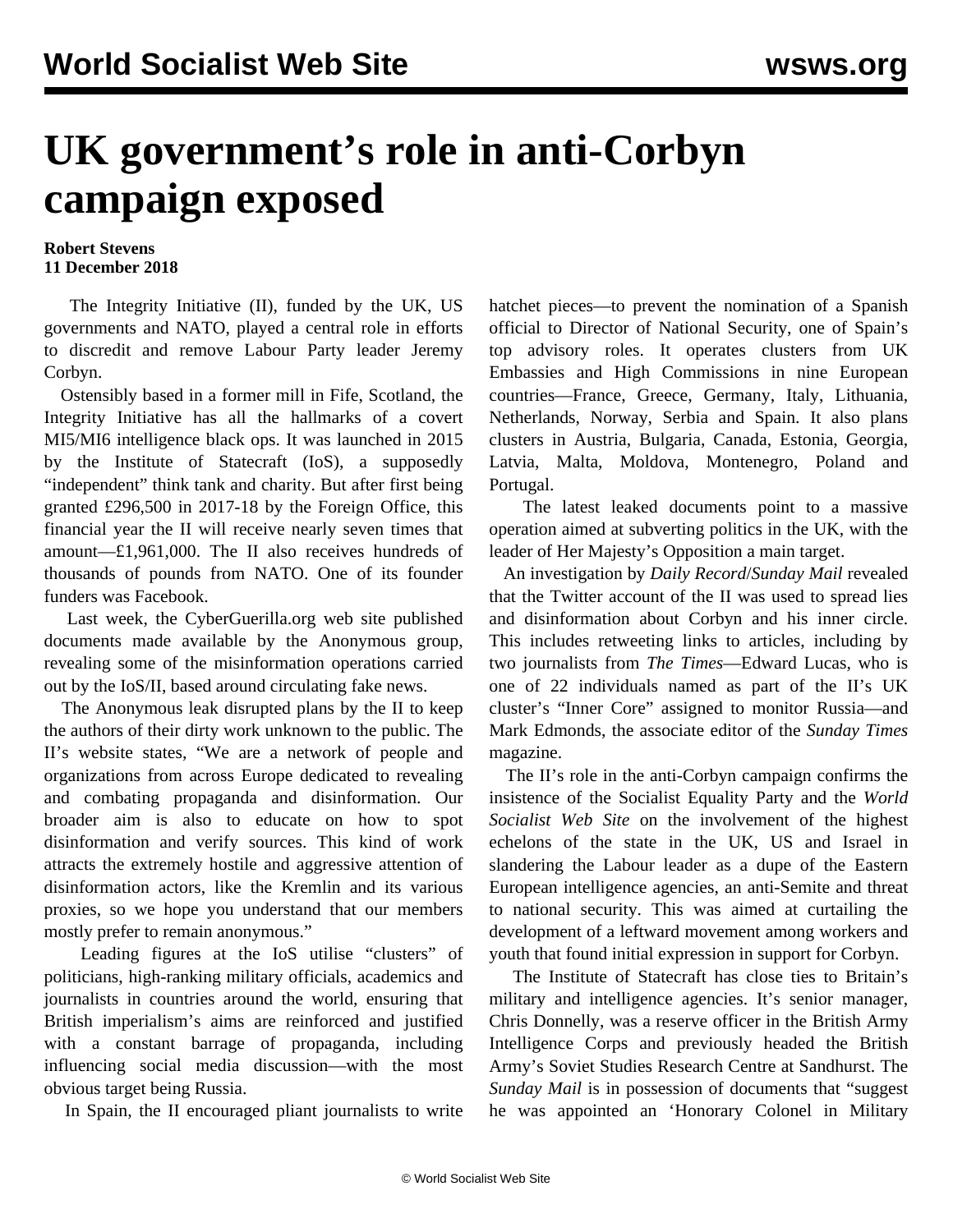# UK government's role in anti-Corbyn campaign exposed

**Robert Stevens**
**11 December 2018**

The Integrity Initiative (II), funded by the UK, US governments and NATO, played a central role in efforts to discredit and remove Labour Party leader Jeremy Corbyn.

Ostensibly based in a former mill in Fife, Scotland, the Integrity Initiative has all the hallmarks of a covert MI5/MI6 intelligence black ops. It was launched in 2015 by the Institute of Statecraft (IoS), a supposedly "independent" think tank and charity. But after first being granted £296,500 in 2017-18 by the Foreign Office, this financial year the II will receive nearly seven times that amount—£1,961,000. The II also receives hundreds of thousands of pounds from NATO. One of its founder funders was Facebook.

Last week, the CyberGuerilla.org web site published documents made available by the Anonymous group, revealing some of the misinformation operations carried out by the IoS/II, based around circulating fake news.

The Anonymous leak disrupted plans by the II to keep the authors of their dirty work unknown to the public. The II's website states, "We are a network of people and organizations from across Europe dedicated to revealing and combating propaganda and disinformation. Our broader aim is also to educate on how to spot disinformation and verify sources. This kind of work attracts the extremely hostile and aggressive attention of disinformation actors, like the Kremlin and its various proxies, so we hope you understand that our members mostly prefer to remain anonymous."

Leading figures at the IoS utilise "clusters" of politicians, high-ranking military officials, academics and journalists in countries around the world, ensuring that British imperialism's aims are reinforced and justified with a constant barrage of propaganda, including influencing social media discussion—with the most obvious target being Russia.

In Spain, the II encouraged pliant journalists to write hatchet pieces—to prevent the nomination of a Spanish official to Director of National Security, one of Spain's top advisory roles. It operates clusters from UK Embassies and High Commissions in nine European countries—France, Greece, Germany, Italy, Lithuania, Netherlands, Norway, Serbia and Spain. It also plans clusters in Austria, Bulgaria, Canada, Estonia, Georgia, Latvia, Malta, Moldova, Montenegro, Poland and Portugal.

The latest leaked documents point to a massive operation aimed at subverting politics in the UK, with the leader of Her Majesty's Opposition a main target.

An investigation by *Daily Record*/*Sunday Mail* revealed that the Twitter account of the II was used to spread lies and disinformation about Corbyn and his inner circle. This includes retweeting links to articles, including by two journalists from *The Times*—Edward Lucas, who is one of 22 individuals named as part of the II's UK cluster's "Inner Core" assigned to monitor Russia—and Mark Edmonds, the associate editor of the *Sunday Times* magazine.

The II's role in the anti-Corbyn campaign confirms the insistence of the Socialist Equality Party and the *World Socialist Web Site* on the involvement of the highest echelons of the state in the UK, US and Israel in slandering the Labour leader as a dupe of the Eastern European intelligence agencies, an anti-Semite and threat to national security. This was aimed at curtailing the development of a leftward movement among workers and youth that found initial expression in support for Corbyn.

The Institute of Statecraft has close ties to Britain's military and intelligence agencies. It's senior manager, Chris Donnelly, was a reserve officer in the British Army Intelligence Corps and previously headed the British Army's Soviet Studies Research Centre at Sandhurst. The *Sunday Mail* is in possession of documents that "suggest he was appointed an 'Honorary Colonel in Military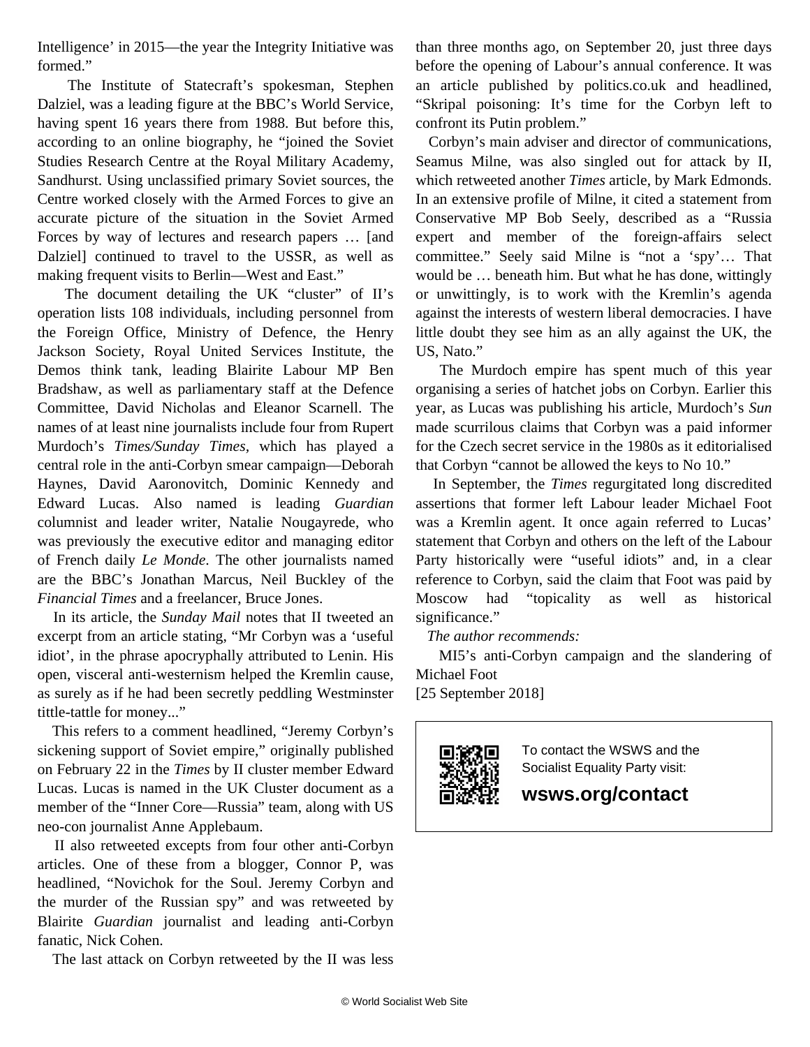Intelligence' in 2015—the year the Integrity Initiative was formed."

The Institute of Statecraft's spokesman, Stephen Dalziel, was a leading figure at the BBC's World Service, having spent 16 years there from 1988. But before this, according to an online biography, he "joined the Soviet Studies Research Centre at the Royal Military Academy, Sandhurst. Using unclassified primary Soviet sources, the Centre worked closely with the Armed Forces to give an accurate picture of the situation in the Soviet Armed Forces by way of lectures and research papers … [and Dalziel] continued to travel to the USSR, as well as making frequent visits to Berlin—West and East."

The document detailing the UK "cluster" of II's operation lists 108 individuals, including personnel from the Foreign Office, Ministry of Defence, the Henry Jackson Society, Royal United Services Institute, the Demos think tank, leading Blairite Labour MP Ben Bradshaw, as well as parliamentary staff at the Defence Committee, David Nicholas and Eleanor Scarnell. The names of at least nine journalists include four from Rupert Murdoch's *Times/Sunday Times*, which has played a central role in the anti-Corbyn smear campaign—Deborah Haynes, David Aaronovitch, Dominic Kennedy and Edward Lucas. Also named is leading *Guardian* columnist and leader writer, Natalie Nougayrede, who was previously the executive editor and managing editor of French daily *Le Monde*. The other journalists named are the BBC's Jonathan Marcus, Neil Buckley of the *Financial Times* and a freelancer, Bruce Jones.

In its article, the *Sunday Mail* notes that II tweeted an excerpt from an article stating, "Mr Corbyn was a 'useful idiot', in the phrase apocryphally attributed to Lenin. His open, visceral anti-westernism helped the Kremlin cause, as surely as if he had been secretly peddling Westminster tittle-tattle for money..."

This refers to a comment headlined, "Jeremy Corbyn's sickening support of Soviet empire," originally published on February 22 in the *Times* by II cluster member Edward Lucas. Lucas is named in the UK Cluster document as a member of the "Inner Core—Russia" team, along with US neo-con journalist Anne Applebaum.

II also retweeted excepts from four other anti-Corbyn articles. One of these from a blogger, Connor P, was headlined, "Novichok for the Soul. Jeremy Corbyn and the murder of the Russian spy" and was retweeted by Blairite *Guardian* journalist and leading anti-Corbyn fanatic, Nick Cohen.

The last attack on Corbyn retweeted by the II was less than three months ago, on September 20, just three days before the opening of Labour's annual conference. It was an article published by politics.co.uk and headlined, "Skripal poisoning: It's time for the Corbyn left to confront its Putin problem."

Corbyn's main adviser and director of communications, Seamus Milne, was also singled out for attack by II, which retweeted another *Times* article, by Mark Edmonds. In an extensive profile of Milne, it cited a statement from Conservative MP Bob Seely, described as a "Russia expert and member of the foreign-affairs select committee." Seely said Milne is "not a 'spy'… That would be … beneath him. But what he has done, wittingly or unwittingly, is to work with the Kremlin's agenda against the interests of western liberal democracies. I have little doubt they see him as an ally against the UK, the US, Nato."

The Murdoch empire has spent much of this year organising a series of hatchet jobs on Corbyn. Earlier this year, as Lucas was publishing his article, Murdoch's *Sun* made scurrilous claims that Corbyn was a paid informer for the Czech secret service in the 1980s as it editorialised that Corbyn "cannot be allowed the keys to No 10."

In September, the *Times* regurgitated long discredited assertions that former left Labour leader Michael Foot was a Kremlin agent. It once again referred to Lucas' statement that Corbyn and others on the left of the Labour Party historically were "useful idiots" and, in a clear reference to Corbyn, said the claim that Foot was paid by Moscow had "topicality as well as historical significance."

*The author recommends:*

MI5's anti-Corbyn campaign and the slandering of Michael Foot
[25 September 2018]

To contact the WSWS and the Socialist Equality Party visit:

**wsws.org/contact**